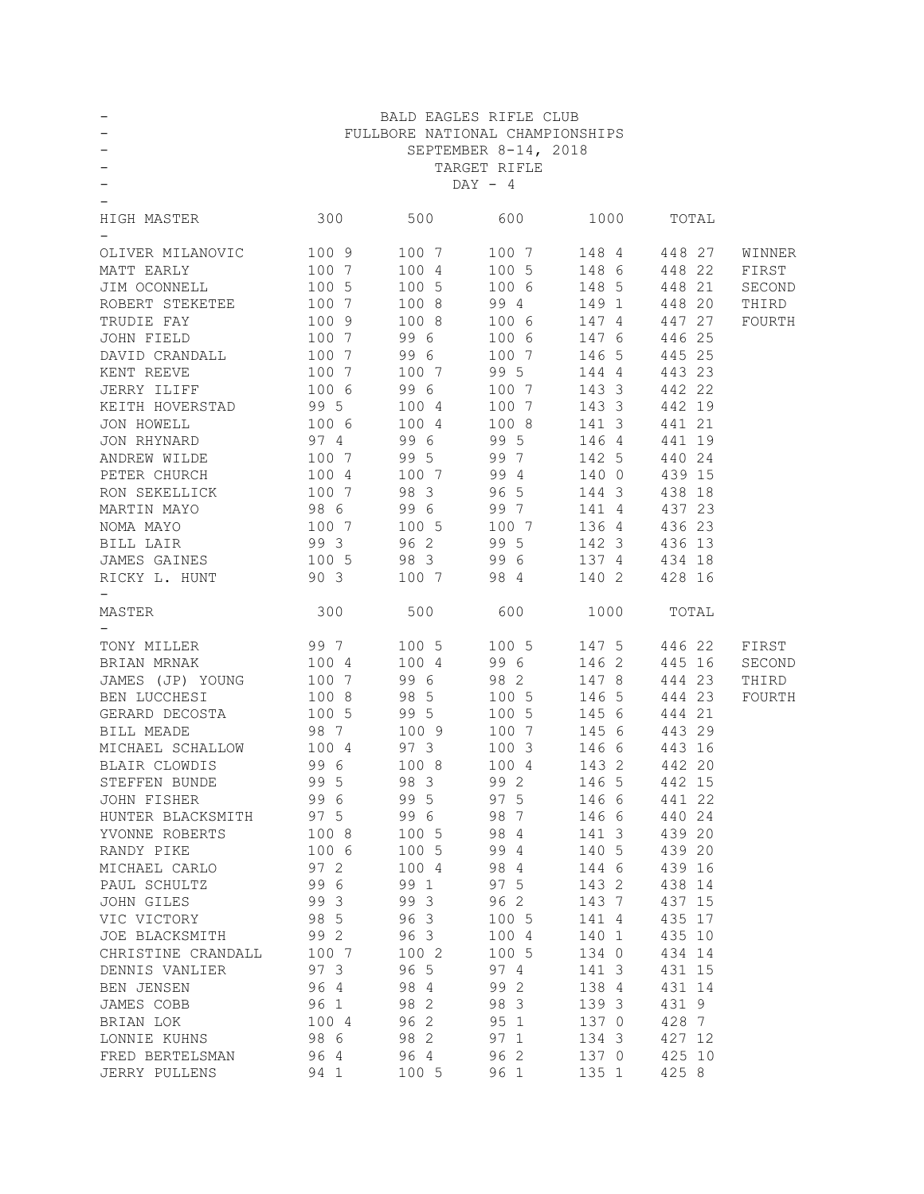BALD EAGLES RIFLE CLUB
FULLBORE NATIONAL CHAMPIONSHIPS
SEPTEMBER 8-14, 2018
TARGET RIFLE
DAY - 4

| HIGH MASTER | 300 | 500 | 600 | 1000 | TOTAL | |
|---|---|---|---|---|---|---|
| OLIVER MILANOVIC | 100 9 | 100 7 | 100 7 | 148 4 | 448 27 | WINNER |
| MATT EARLY | 100 7 | 100 4 | 100 5 | 148 6 | 448 22 | FIRST |
| JIM OCONNELL | 100 5 | 100 5 | 100 6 | 148 5 | 448 21 | SECOND |
| ROBERT STEKETEE | 100 7 | 100 8 | 99 4 | 149 1 | 448 20 | THIRD |
| TRUDIE FAY | 100 9 | 100 8 | 100 6 | 147 4 | 447 27 | FOURTH |
| JOHN FIELD | 100 7 | 99 6 | 100 6 | 147 6 | 446 25 | |
| DAVID CRANDALL | 100 7 | 99 6 | 100 7 | 146 5 | 445 25 | |
| KENT REEVE | 100 7 | 100 7 | 99 5 | 144 4 | 443 23 | |
| JERRY ILIFF | 100 6 | 99 6 | 100 7 | 143 3 | 442 22 | |
| KEITH HOVERSTAD | 99 5 | 100 4 | 100 7 | 143 3 | 442 19 | |
| JON HOWELL | 100 6 | 100 4 | 100 8 | 141 3 | 441 21 | |
| JON RHYNARD | 97 4 | 99 6 | 99 5 | 146 4 | 441 19 | |
| ANDREW WILDE | 100 7 | 99 5 | 99 7 | 142 5 | 440 24 | |
| PETER CHURCH | 100 4 | 100 7 | 99 4 | 140 0 | 439 15 | |
| RON SEKELLICK | 100 7 | 98 3 | 96 5 | 144 3 | 438 18 | |
| MARTIN MAYO | 98 6 | 99 6 | 99 7 | 141 4 | 437 23 | |
| NOMA MAYO | 100 7 | 100 5 | 100 7 | 136 4 | 436 23 | |
| BILL LAIR | 99 3 | 96 2 | 99 5 | 142 3 | 436 13 | |
| JAMES GAINES | 100 5 | 98 3 | 99 6 | 137 4 | 434 18 | |
| RICKY L. HUNT | 90 3 | 100 7 | 98 4 | 140 2 | 428 16 | |

| MASTER | 300 | 500 | 600 | 1000 | TOTAL | |
|---|---|---|---|---|---|---|
| TONY MILLER | 99 7 | 100 5 | 100 5 | 147 5 | 446 22 | FIRST |
| BRIAN MRNAK | 100 4 | 100 4 | 99 6 | 146 2 | 445 16 | SECOND |
| JAMES (JP) YOUNG | 100 7 | 99 6 | 98 2 | 147 8 | 444 23 | THIRD |
| BEN LUCCHESI | 100 8 | 98 5 | 100 5 | 146 5 | 444 23 | FOURTH |
| GERARD DECOSTA | 100 5 | 99 5 | 100 5 | 145 6 | 444 21 | |
| BILL MEADE | 98 7 | 100 9 | 100 7 | 145 6 | 443 29 | |
| MICHAEL SCHALLOW | 100 4 | 97 3 | 100 3 | 146 6 | 443 16 | |
| BLAIR CLOWDIS | 99 6 | 100 8 | 100 4 | 143 2 | 442 20 | |
| STEFFEN BUNDE | 99 5 | 98 3 | 99 2 | 146 5 | 442 15 | |
| JOHN FISHER | 99 6 | 99 5 | 97 5 | 146 6 | 441 22 | |
| HUNTER BLACKSMITH | 97 5 | 99 6 | 98 7 | 146 6 | 440 24 | |
| YVONNE ROBERTS | 100 8 | 100 5 | 98 4 | 141 3 | 439 20 | |
| RANDY PIKE | 100 6 | 100 5 | 99 4 | 140 5 | 439 20 | |
| MICHAEL CARLO | 97 2 | 100 4 | 98 4 | 144 6 | 439 16 | |
| PAUL SCHULTZ | 99 6 | 99 1 | 97 5 | 143 2 | 438 14 | |
| JOHN GILES | 99 3 | 99 3 | 96 2 | 143 7 | 437 15 | |
| VIC VICTORY | 98 5 | 96 3 | 100 5 | 141 4 | 435 17 | |
| JOE BLACKSMITH | 99 2 | 96 3 | 100 4 | 140 1 | 435 10 | |
| CHRISTINE CRANDALL | 100 7 | 100 2 | 100 5 | 134 0 | 434 14 | |
| DENNIS VANLIER | 97 3 | 96 5 | 97 4 | 141 3 | 431 15 | |
| BEN JENSEN | 96 4 | 98 4 | 99 2 | 138 4 | 431 14 | |
| JAMES COBB | 96 1 | 98 2 | 98 3 | 139 3 | 431 9 | |
| BRIAN LOK | 100 4 | 96 2 | 95 1 | 137 0 | 428 7 | |
| LONNIE KUHNS | 98 6 | 98 2 | 97 1 | 134 3 | 427 12 | |
| FRED BERTELSMAN | 96 4 | 96 4 | 96 2 | 137 0 | 425 10 | |
| JERRY PULLENS | 94 1 | 100 5 | 96 1 | 135 1 | 425 8 | |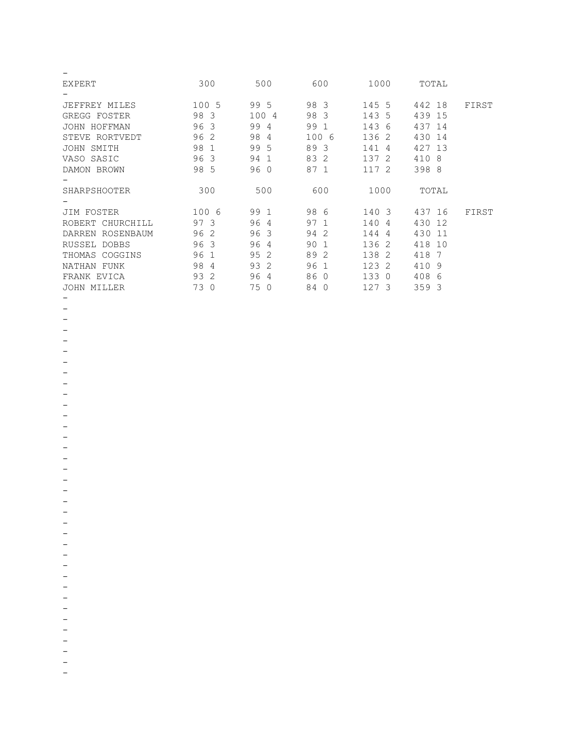| EXPERT | 300 | 500 | 600 | 1000 | TOTAL | |
|---|---|---|---|---|---|---|
| JEFFREY MILES | 100 5 | 99 5 | 98 3 | 145 5 | 442 18 | FIRST |
| GREGG FOSTER | 98 3 | 100 4 | 98 3 | 143 5 | 439 15 | |
| JOHN HOFFMAN | 96 3 | 99 4 | 99 1 | 143 6 | 437 14 | |
| STEVE RORTVEDT | 96 2 | 98 4 | 100 6 | 136 2 | 430 14 | |
| JOHN SMITH | 98 1 | 99 5 | 89 3 | 141 4 | 427 13 | |
| VASO SASIC | 96 3 | 94 1 | 83 2 | 137 2 | 410 8 | |
| DAMON BROWN | 98 5 | 96 0 | 87 1 | 117 2 | 398 8 | |

| SHARPSHOOTER | 300 | 500 | 600 | 1000 | TOTAL | |
|---|---|---|---|---|---|---|
| JIM FOSTER | 100 6 | 99 1 | 98 6 | 140 3 | 437 16 | FIRST |
| ROBERT CHURCHILL | 97 3 | 96 4 | 97 1 | 140 4 | 430 12 | |
| DARREN ROSENBAUM | 96 2 | 96 3 | 94 2 | 144 4 | 430 11 | |
| RUSSEL DOBBS | 96 3 | 96 4 | 90 1 | 136 2 | 418 10 | |
| THOMAS COGGINS | 96 1 | 95 2 | 89 2 | 138 2 | 418 7 | |
| NATHAN FUNK | 98 4 | 93 2 | 96 1 | 123 2 | 410 9 | |
| FRANK EVICA | 93 2 | 96 4 | 86 0 | 133 0 | 408 6 | |
| JOHN MILLER | 73 0 | 75 0 | 84 0 | 127 3 | 359 3 | |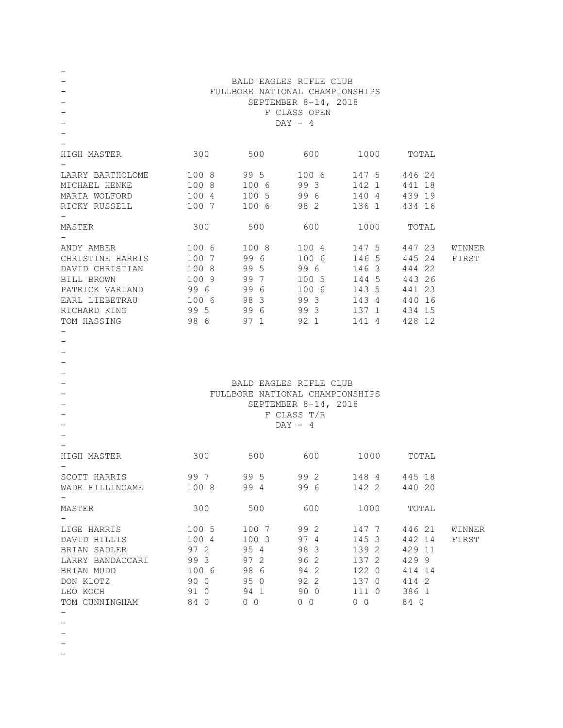BALD EAGLES RIFLE CLUB

FULLBORE NATIONAL CHAMPIONSHIPS

SEPTEMBER 8-14, 2018

F CLASS OPEN

DAY - 4

| HIGH MASTER | 300 | 500 | 600 | 1000 | TOTAL | |
|---|---|---|---|---|---|---|
| LARRY BARTHOLOME | 100 8 | 99 5 | 100 6 | 147 5 | 446 24 | |
| MICHAEL HENKE | 100 8 | 100 6 | 99 3 | 142 1 | 441 18 | |
| MARIA WOLFORD | 100 4 | 100 5 | 99 6 | 140 4 | 439 19 | |
| RICKY RUSSELL | 100 7 | 100 6 | 98 2 | 136 1 | 434 16 | |
| **MASTER** | **300** | **500** | **600** | **1000** | **TOTAL** | |
| ANDY AMBER | 100 6 | 100 8 | 100 4 | 147 5 | 447 23 | WINNER |
| CHRISTINE HARRIS | 100 7 | 99 6 | 100 6 | 146 5 | 445 24 | FIRST |
| DAVID CHRISTIAN | 100 8 | 99 5 | 99 6 | 146 3 | 444 22 | |
| BILL BROWN | 100 9 | 99 7 | 100 5 | 144 5 | 443 26 | |
| PATRICK VARLAND | 99 6 | 99 6 | 100 6 | 143 5 | 441 23 | |
| EARL LIEBETRAU | 100 6 | 98 3 | 99 3 | 143 4 | 440 16 | |
| RICHARD KING | 99 5 | 99 6 | 99 3 | 137 1 | 434 15 | |
| TOM HASSING | 98 6 | 97 1 | 92 1 | 141 4 | 428 12 | |

BALD EAGLES RIFLE CLUB

FULLBORE NATIONAL CHAMPIONSHIPS

SEPTEMBER 8-14, 2018

F CLASS T/R

DAY - 4

| HIGH MASTER | 300 | 500 | 600 | 1000 | TOTAL | |
|---|---|---|---|---|---|---|
| SCOTT HARRIS | 99 7 | 99 5 | 99 2 | 148 4 | 445 18 | |
| WADE FILLINGAME | 100 8 | 99 4 | 99 6 | 142 2 | 440 20 | |
| **MASTER** | **300** | **500** | **600** | **1000** | **TOTAL** | |
| LIGE HARRIS | 100 5 | 100 7 | 99 2 | 147 7 | 446 21 | WINNER |
| DAVID HILLIS | 100 4 | 100 3 | 97 4 | 145 3 | 442 14 | FIRST |
| BRIAN SADLER | 97 2 | 95 4 | 98 3 | 139 2 | 429 11 | |
| LARRY BANDACCARI | 99 3 | 97 2 | 96 2 | 137 2 | 429 9 | |
| BRIAN MUDD | 100 6 | 98 6 | 94 2 | 122 0 | 414 14 | |
| DON KLOTZ | 90 0 | 95 0 | 92 2 | 137 0 | 414 2 | |
| LEO KOCH | 91 0 | 94 1 | 90 0 | 111 0 | 386 1 | |
| TOM CUNNINGHAM | 84 0 | 0 0 | 0 0 | 0 0 | 84 0 | |